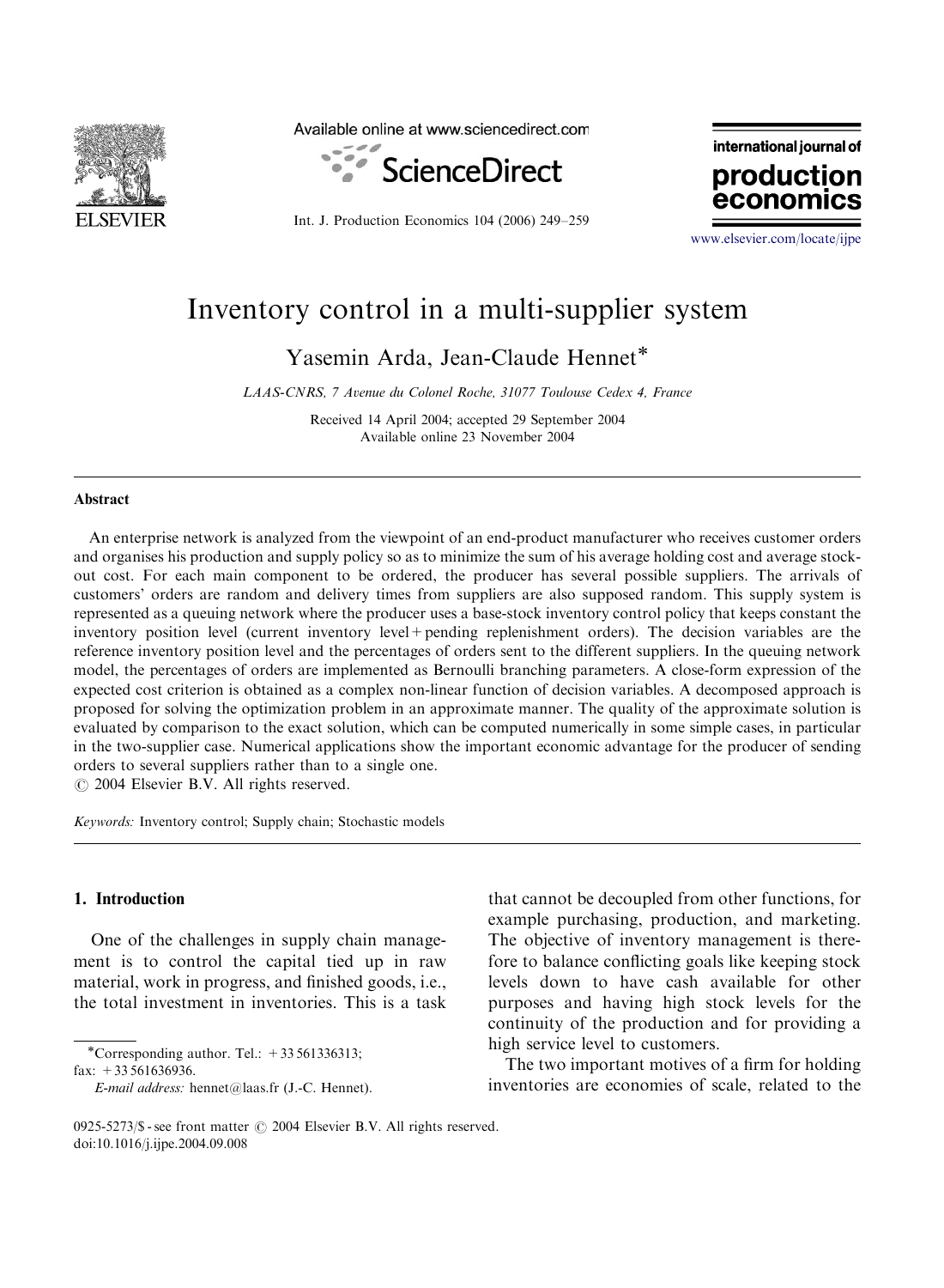# Inventory control in a multi-supplier system

Yasemin Arda, Jean-Claude Hennet*

*LAAS-CNRS, 7 Avenue du Colonel Roche, 31077 Toulouse Cedex 4, France*

Received 14 April 2004; accepted 29 September 2004
Available online 23 November 2004

## Abstract

An enterprise network is analyzed from the viewpoint of an end-product manufacturer who receives customer orders and organises his production and supply policy so as to minimize the sum of his average holding cost and average stock-out cost. For each main component to be ordered, the producer has several possible suppliers. The arrivals of customers' orders are random and delivery times from suppliers are also supposed random. This supply system is represented as a queuing network where the producer uses a base-stock inventory control policy that keeps constant the inventory position level (current inventory level + pending replenishment orders). The decision variables are the reference inventory position level and the percentages of orders sent to the different suppliers. In the queuing network model, the percentages of orders are implemented as Bernoulli branching parameters. A close-form expression of the expected cost criterion is obtained as a complex non-linear function of decision variables. A decomposed approach is proposed for solving the optimization problem in an approximate manner. The quality of the approximate solution is evaluated by comparison to the exact solution, which can be computed numerically in some simple cases, in particular in the two-supplier case. Numerical applications show the important economic advantage for the producer of sending orders to several suppliers rather than to a single one.
© 2004 Elsevier B.V. All rights reserved.

*Keywords:* Inventory control; Supply chain; Stochastic models

## 1. Introduction

One of the challenges in supply chain management is to control the capital tied up in raw material, work in progress, and finished goods, i.e., the total investment in inventories. This is a task that cannot be decoupled from other functions, for example purchasing, production, and marketing. The objective of inventory management is therefore to balance conflicting goals like keeping stock levels down to have cash available for other purposes and having high stock levels for the continuity of the production and for providing a high service level to customers.

The two important motives of a firm for holding inventories are economies of scale, related to the

*Corresponding author. Tel.: +33 561336313; fax: +33 561636936.
*E-mail address:* hennet@laas.fr (J.-C. Hennet).

0925-5273/$ - see front matter © 2004 Elsevier B.V. All rights reserved.
doi:10.1016/j.ijpe.2004.09.008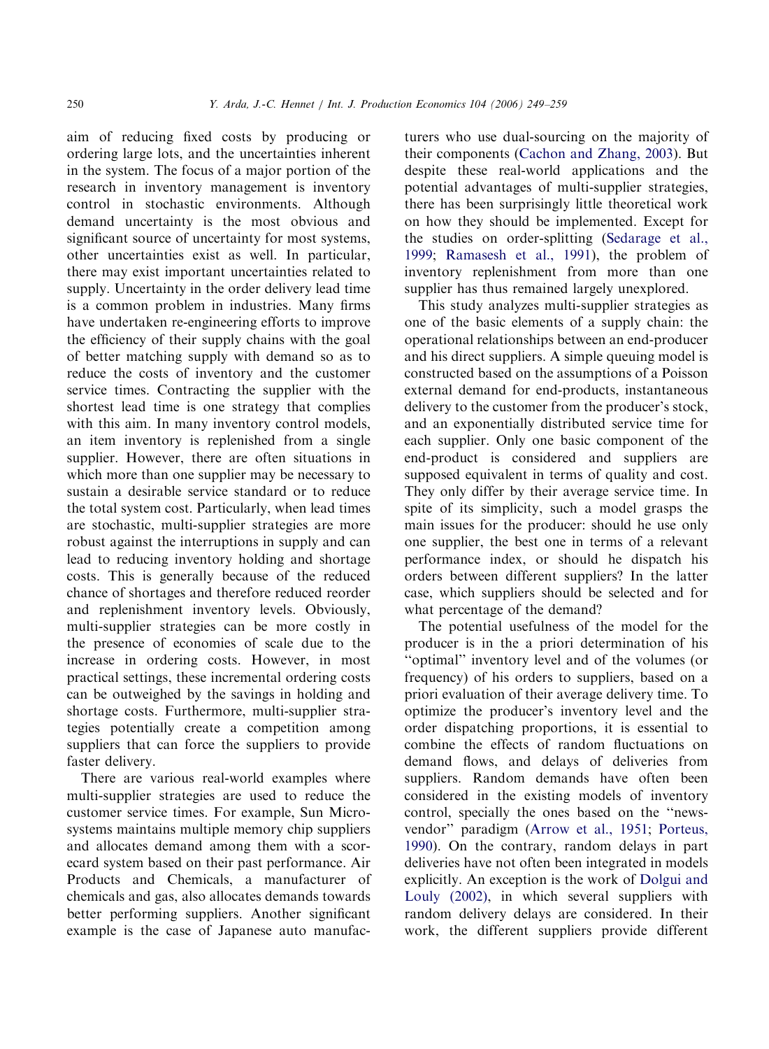aim of reducing fixed costs by producing or ordering large lots, and the uncertainties inherent in the system. The focus of a major portion of the research in inventory management is inventory control in stochastic environments. Although demand uncertainty is the most obvious and significant source of uncertainty for most systems, other uncertainties exist as well. In particular, there may exist important uncertainties related to supply. Uncertainty in the order delivery lead time is a common problem in industries. Many firms have undertaken re-engineering efforts to improve the efficiency of their supply chains with the goal of better matching supply with demand so as to reduce the costs of inventory and the customer service times. Contracting the supplier with the shortest lead time is one strategy that complies with this aim. In many inventory control models, an item inventory is replenished from a single supplier. However, there are often situations in which more than one supplier may be necessary to sustain a desirable service standard or to reduce the total system cost. Particularly, when lead times are stochastic, multi-supplier strategies are more robust against the interruptions in supply and can lead to reducing inventory holding and shortage costs. This is generally because of the reduced chance of shortages and therefore reduced reorder and replenishment inventory levels. Obviously, multi-supplier strategies can be more costly in the presence of economies of scale due to the increase in ordering costs. However, in most practical settings, these incremental ordering costs can be outweighed by the savings in holding and shortage costs. Furthermore, multi-supplier strategies potentially create a competition among suppliers that can force the suppliers to provide faster delivery.

There are various real-world examples where multi-supplier strategies are used to reduce the customer service times. For example, Sun Microsystems maintains multiple memory chip suppliers and allocates demand among them with a scorecard system based on their past performance. Air Products and Chemicals, a manufacturer of chemicals and gas, also allocates demands towards better performing suppliers. Another significant example is the case of Japanese auto manufacturers who use dual-sourcing on the majority of their components (Cachon and Zhang, 2003). But despite these real-world applications and the potential advantages of multi-supplier strategies, there has been surprisingly little theoretical work on how they should be implemented. Except for the studies on order-splitting (Sedarage et al., 1999; Ramasesh et al., 1991), the problem of inventory replenishment from more than one supplier has thus remained largely unexplored.

This study analyzes multi-supplier strategies as one of the basic elements of a supply chain: the operational relationships between an end-producer and his direct suppliers. A simple queuing model is constructed based on the assumptions of a Poisson external demand for end-products, instantaneous delivery to the customer from the producer's stock, and an exponentially distributed service time for each supplier. Only one basic component of the end-product is considered and suppliers are supposed equivalent in terms of quality and cost. They only differ by their average service time. In spite of its simplicity, such a model grasps the main issues for the producer: should he use only one supplier, the best one in terms of a relevant performance index, or should he dispatch his orders between different suppliers? In the latter case, which suppliers should be selected and for what percentage of the demand?

The potential usefulness of the model for the producer is in the a priori determination of his "optimal" inventory level and of the volumes (or frequency) of his orders to suppliers, based on a priori evaluation of their average delivery time. To optimize the producer's inventory level and the order dispatching proportions, it is essential to combine the effects of random fluctuations on demand flows, and delays of deliveries from suppliers. Random demands have often been considered in the existing models of inventory control, specially the ones based on the "news-vendor" paradigm (Arrow et al., 1951; Porteus, 1990). On the contrary, random delays in part deliveries have not often been integrated in models explicitly. An exception is the work of Dolgui and Louly (2002), in which several suppliers with random delivery delays are considered. In their work, the different suppliers provide different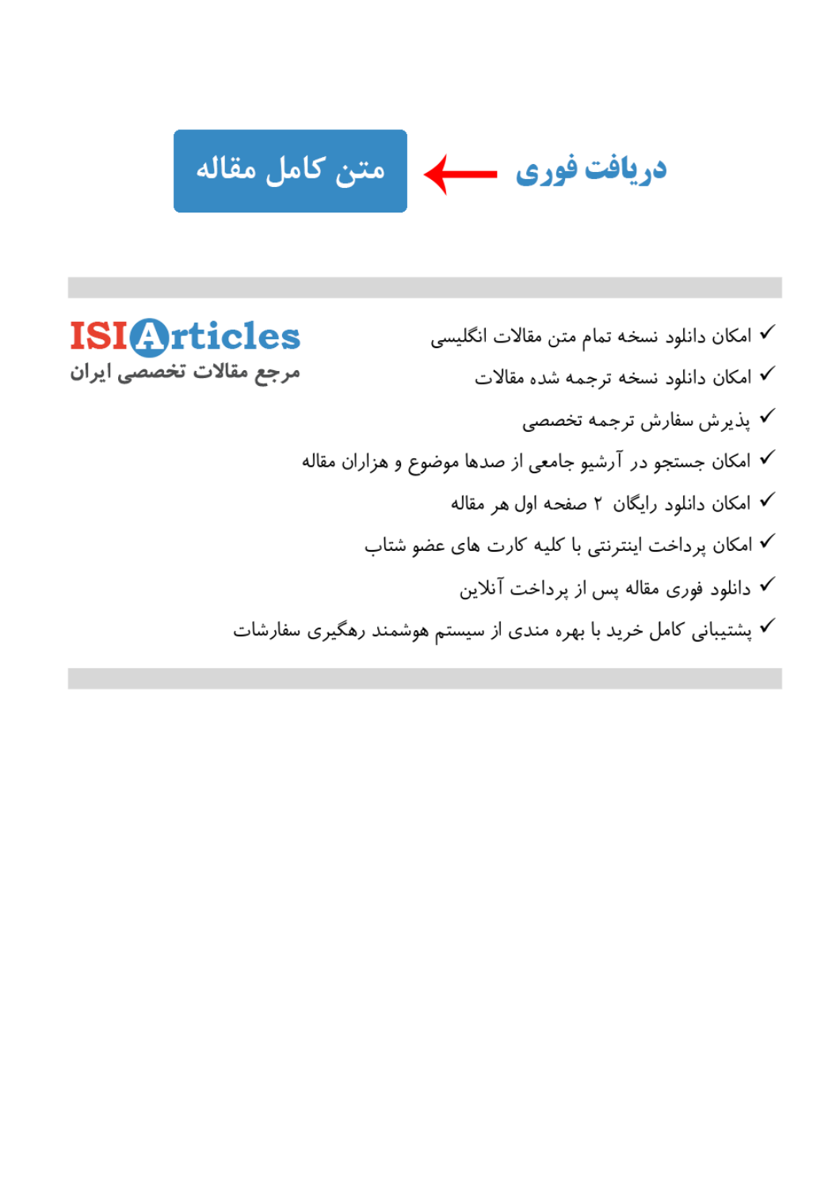دریافت فوری ← متن کامل مقاله

ISIArticles

مرجع مقالات تخصصی ایران

- ✓ امکان دانلود نسخه تمام متن مقالات انگلیسی
- ✓ امکان دانلود نسخه ترجمه شده مقالات
- ✓ پذیرش سفارش ترجمه تخصصی
- ✓ امکان جستجو در آرشیو جامعی از صدها موضوع و هزاران مقاله
- ✓ امکان دانلود رایگان ۲ صفحه اول هر مقاله
- ✓ امکان پرداخت اینترنتی با کلیه کارت های عضو شتاب
- ✓ دانلود فوری مقاله پس از پرداخت آنلاین
- ✓ پشتیبانی کامل خرید با بهره مندی از سیستم هوشمند رهگیری سفارشات